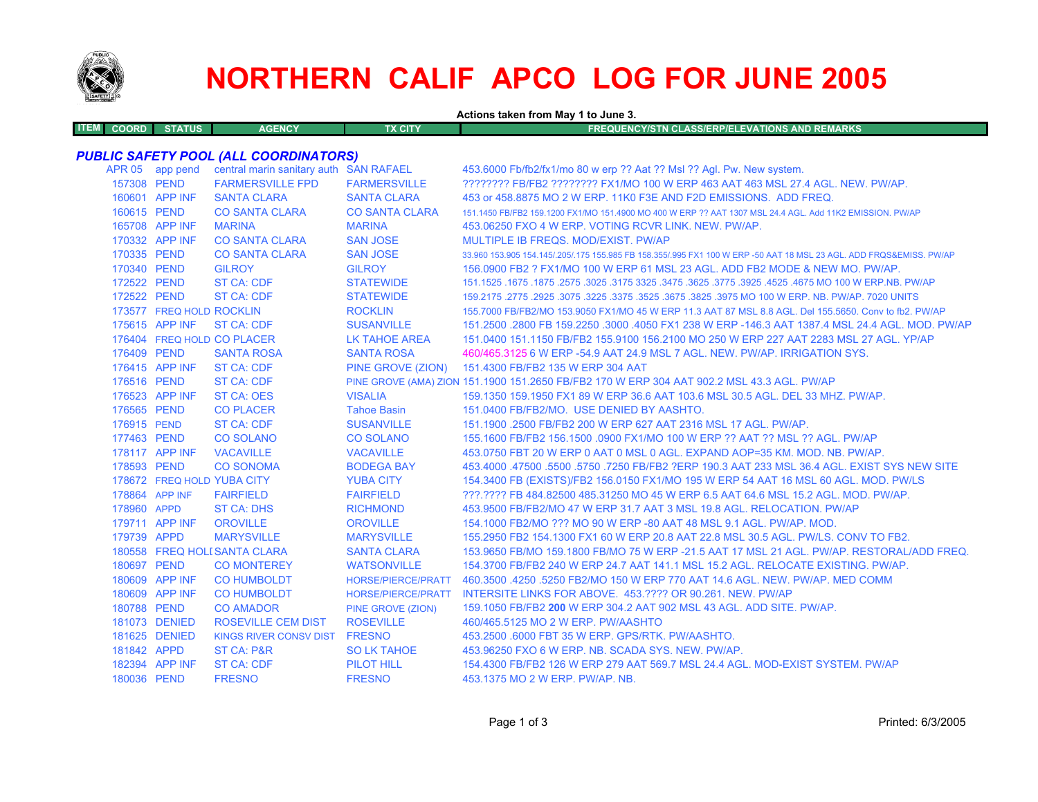# NORTHERN CALIF APCO LOG FOR JUNE 2005

**Actions taken from May 1 to June 3.**

| ITEM | COORD | STATUS | AGENCY | TX CITY | FREQUENCY/STN CLASS/ERP/ELEVATIONS AND REMARKS |
|---|---|---|---|---|---|

## *PUBLIC SAFETY POOL (ALL COORDINATORS)*

| ITEM | COORD | STATUS | AGENCY | TX CITY | FREQUENCY/STN CLASS/ERP/ELEVATIONS AND REMARKS |
|---|---|---|---|---|---|
| | APR 05 | app pend | central marin sanitary auth | SAN RAFAEL | 453.6000 Fb/fb2/fx1/mo 80 w erp ?? Aat ?? Msl ?? Agl. Pw. New system. |
| | 157308 | PEND | FARMERSVILLE FPD | FARMERSVILLE | ???????? FB/FB2 ???????? FX1/MO 100 W ERP 463 AAT 463 MSL 27.4 AGL. NEW. PW/AP. |
| | 160601 | APP INF | SANTA CLARA | SANTA CLARA | 453 or 458.8875 MO 2 W ERP. 11K0 F3E AND F2D EMISSIONS. ADD FREQ. |
| | 160615 | PEND | CO SANTA CLARA | CO SANTA CLARA | 151.1450 FB/FB2 159.1200 FX1/MO 151.4900 MO 400 W ERP ?? AAT 1307 MSL 24.4 AGL. Add 11K2 EMISSION. PW/AP |
| | 165708 | APP INF | MARINA | MARINA | 453.06250 FXO 4 W ERP. VOTING RCVR LINK. NEW. PW/AP. |
| | 170332 | APP INF | CO SANTA CLARA | SAN JOSE | MULTIPLE IB FREQS. MOD/EXIST. PW/AP |
| | 170335 | PEND | CO SANTA CLARA | SAN JOSE | 33.960 153.905 154.145/.205/.175 155.985 FB 158.355/.995 FX1 100 W ERP -50 AAT 18 MSL 23 AGL. ADD FRQS&EMISS. PW/AP |
| | 170340 | PEND | GILROY | GILROY | 156.0900 FB2 ? FX1/MO 100 W ERP 61 MSL 23 AGL. ADD FB2 MODE & NEW MO. PW/AP. |
| | 172522 | PEND | ST CA: CDF | STATEWIDE | 151.1525 .1675 .1875 .2575 .3025 .3175 3325 .3475 .3625 .3775 .3925 .4525 .4675 MO 100 W ERP.NB. PW/AP |
| | 172522 | PEND | ST CA: CDF | STATEWIDE | 159.2175 .2775 .2925 .3075 .3225 .3375 .3525 .3675 .3825 .3975 MO 100 W ERP. NB. PW/AP. 7020 UNITS |
| | 173577 | FREQ HOLD | ROCKLIN | ROCKLIN | 155.7000 FB/FB2/MO 153.9050 FX1/MO 45 W ERP 11.3 AAT 87 MSL 8.8 AGL. Del 155.5650. Conv to fb2. PW/AP |
| | 175615 | APP INF | ST CA: CDF | SUSANVILLE | 151.2500 .2800 FB 159.2250 .3000 .4050 FX1 238 W ERP -146.3 AAT 1387.4 MSL 24.4 AGL. MOD. PW/AP |
| | 176404 | FREQ HOLD | CO PLACER | LK TAHOE AREA | 151.0400 151.1150 FB/FB2 155.9100 156.2100 MO 250 W ERP 227 AAT 2283 MSL 27 AGL. YP/AP |
| | 176409 | PEND | SANTA ROSA | SANTA ROSA | 460/465.3125 6 W ERP -54.9 AAT 24.9 MSL 7 AGL. NEW. PW/AP. IRRIGATION SYS. |
| | 176415 | APP INF | ST CA: CDF | PINE GROVE (ZION) | 151.4300 FB/FB2 135 W ERP 304 AAT |
| | 176516 | PEND | ST CA: CDF | PINE GROVE (AMA) ZION | 151.1900 151.2650 FB/FB2 170 W ERP 304 AAT 902.2 MSL 43.3 AGL. PW/AP |
| | 176523 | APP INF | ST CA: OES | VISALIA | 159.1350 159.1950 FX1 89 W ERP 36.6 AAT 103.6 MSL 30.5 AGL. DEL 33 MHZ. PW/AP. |
| | 176565 | PEND | CO PLACER | Tahoe Basin | 151.0400 FB/FB2/MO. USE DENIED BY AASHTO. |
| | 176915 | PEND | ST CA: CDF | SUSANVILLE | 151.1900 .2500 FB/FB2 200 W ERP 627 AAT 2316 MSL 17 AGL. PW/AP. |
| | 177463 | PEND | CO SOLANO | CO SOLANO | 155.1600 FB/FB2 156.1500 .0900 FX1/MO 100 W ERP ?? AAT ?? MSL ?? AGL. PW/AP |
| | 178117 | APP INF | VACAVILLE | VACAVILLE | 453.0750 FBT 20 W ERP 0 AAT 0 MSL 0 AGL. EXPAND AOP=35 KM. MOD. NB. PW/AP. |
| | 178593 | PEND | CO SONOMA | BODEGA BAY | 453.4000 .47500 .5500 .5750 .7250 FB/FB2 ?ERP 190.3 AAT 233 MSL 36.4 AGL. EXIST SYS NEW SITE |
| | 178672 | FREQ HOLD | YUBA CITY | YUBA CITY | 154.3400 FB (EXISTS)/FB2 156.0150 FX1/MO 195 W ERP 54 AAT 16 MSL 60 AGL. MOD. PW/LS |
| | 178864 | APP INF | FAIRFIELD | FAIRFIELD | ???.???? FB 484.82500 485.31250 MO 45 W ERP 6.5 AAT 64.6 MSL 15.2 AGL. MOD. PW/AP. |
| | 178960 | APPD | ST CA: DHS | RICHMOND | 453.9500 FB/FB2/MO 47 W ERP 31.7 AAT 3 MSL 19.8 AGL. RELOCATION. PW/AP |
| | 179711 | APP INF | OROVILLE | OROVILLE | 154.1000 FB2/MO ??? MO 90 W ERP -80 AAT 48 MSL 9.1 AGL. PW/AP. MOD. |
| | 179739 | APPD | MARYSVILLE | MARYSVILLE | 155.2950 FB2 154.1300 FX1 60 W ERP 20.8 AAT 22.8 MSL 30.5 AGL. PW/LS. CONV TO FB2. |
| | 180558 | FREQ HOLI | SANTA CLARA | SANTA CLARA | 153.9650 FB/MO 159.1800 FB/MO 75 W ERP -21.5 AAT 17 MSL 21 AGL. PW/AP. RESTORAL/ADD FREQ. |
| | 180697 | PEND | CO MONTEREY | WATSONVILLE | 154.3700 FB/FB2 240 W ERP 24.7 AAT 141.1 MSL 15.2 AGL. RELOCATE EXISTING. PW/AP. |
| | 180609 | APP INF | CO HUMBOLDT | HORSE/PIERCE/PRATT | 460.3500 .4250 .5250 FB2/MO 150 W ERP 770 AAT 14.6 AGL. NEW. PW/AP. MED COMM |
| | 180609 | APP INF | CO HUMBOLDT | HORSE/PIERCE/PRATT | INTERSITE LINKS FOR ABOVE. 453.???? OR 90.261. NEW. PW/AP |
| | 180788 | PEND | CO AMADOR | PINE GROVE (ZION) | 159.1050 FB/FB2 **200** W ERP 304.2 AAT 902 MSL 43 AGL. ADD SITE. PW/AP. |
| | 181073 | DENIED | ROSEVILLE CEM DIST | ROSEVILLE | 460/465.5125 MO 2 W ERP. PW/AASHTO |
| | 181625 | DENIED | KINGS RIVER CONSV DIST | FRESNO | 453.2500 .6000 FBT 35 W ERP. GPS/RTK. PW/AASHTO. |
| | 181842 | APPD | ST CA: P&R | SO LK TAHOE | 453.96250 FXO 6 W ERP. NB. SCADA SYS. NEW. PW/AP. |
| | 182394 | APP INF | ST CA: CDF | PILOT HILL | 154.4300 FB/FB2 126 W ERP 279 AAT 569.7 MSL 24.4 AGL. MOD-EXIST SYSTEM. PW/AP |
| | 180036 | PEND | FRESNO | FRESNO | 453.1375 MO 2 W ERP. PW/AP. NB. |

Printed: 6/3/2005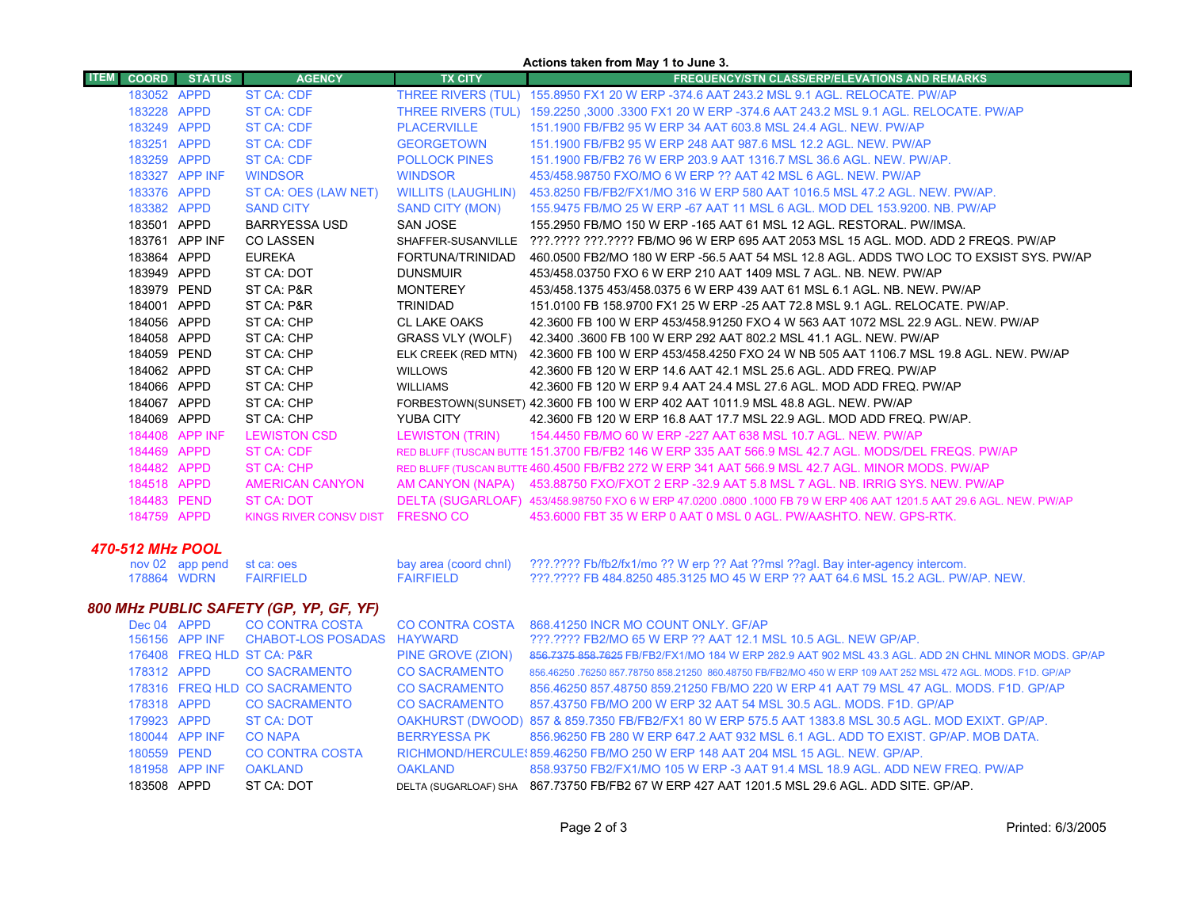**Actions taken from May 1 to June 3.**

| ITEM | COORD | STATUS | AGENCY | TX CITY | FREQUENCY/STN CLASS/ERP/ELEVATIONS AND REMARKS |
|---|---|---|---|---|---|
| | 183052 | APPD | ST CA: CDF | THREE RIVERS (TUL) | 155.8950 FX1 20 W ERP -374.6 AAT 243.2 MSL 9.1 AGL. RELOCATE. PW/AP |
| | 183228 | APPD | ST CA: CDF | THREE RIVERS (TUL) | 159.2250 ,3000 .3300 FX1 20 W ERP -374.6 AAT 243.2 MSL 9.1 AGL. RELOCATE. PW/AP |
| | 183249 | APPD | ST CA: CDF | PLACERVILLE | 151.1900 FB/FB2 95 W ERP 34 AAT 603.8 MSL 24.4 AGL. NEW. PW/AP |
| | 183251 | APPD | ST CA: CDF | GEORGETOWN | 151.1900 FB/FB2 95 W ERP 248 AAT 987.6 MSL 12.2 AGL. NEW. PW/AP |
| | 183259 | APPD | ST CA: CDF | POLLOCK PINES | 151.1900 FB/FB2 76 W ERP 203.9 AAT 1316.7 MSL 36.6 AGL. NEW. PW/AP. |
| | 183327 | APP INF | WINDSOR | WINDSOR | 453/458.98750 FXO/MO 6 W ERP ?? AAT 42 MSL 6 AGL. NEW. PW/AP |
| | 183376 | APPD | ST CA: OES (LAW NET) | WILLITS (LAUGHLIN) | 453.8250 FB/FB2/FX1/MO 316 W ERP 580 AAT 1016.5 MSL 47.2 AGL. NEW. PW/AP. |
| | 183382 | APPD | SAND CITY | SAND CITY (MON) | 155.9475 FB/MO 25 W ERP -67 AAT 11 MSL 6 AGL. MOD DEL 153.9200. NB. PW/AP |
| | 183501 | APPD | BARRYESSA USD | SAN JOSE | 155.2950 FB/MO 150 W ERP -165 AAT 61 MSL 12 AGL. RESTORAL. PW/IMSA. |
| | 183761 | APP INF | CO LASSEN | SHAFFER-SUSANVILLE | ???.???? ???.???? FB/MO 96 W ERP 695 AAT 2053 MSL 15 AGL. MOD. ADD 2 FREQS. PW/AP |
| | 183864 | APPD | EUREKA | FORTUNA/TRINIDAD | 460.0500 FB2/MO 180 W ERP -56.5 AAT 54 MSL 12.8 AGL. ADDS TWO LOC TO EXSIST SYS. PW/AP |
| | 183949 | APPD | ST CA: DOT | DUNSMUIR | 453/458.03750 FXO 6 W ERP 210 AAT 1409 MSL 7 AGL. NB. NEW. PW/AP |
| | 183979 | PEND | ST CA: P&R | MONTEREY | 453/458.1375 453/458.0375 6 W ERP 439 AAT 61 MSL 6.1 AGL. NB. NEW. PW/AP |
| | 184001 | APPD | ST CA: P&R | TRINIDAD | 151.0100 FB 158.9700 FX1 25 W ERP -25 AAT 72.8 MSL 9.1 AGL. RELOCATE. PW/AP. |
| | 184056 | APPD | ST CA: CHP | CL LAKE OAKS | 42.3600 FB 100 W ERP 453/458.91250 FXO 4 W 563 AAT 1072 MSL 22.9 AGL. NEW. PW/AP |
| | 184058 | APPD | ST CA: CHP | GRASS VLY (WOLF) | 42.3400 .3600 FB 100 W ERP 292 AAT 802.2 MSL 41.1 AGL. NEW. PW/AP |
| | 184059 | PEND | ST CA: CHP | ELK CREEK (RED MTN) | 42.3600 FB 100 W ERP 453/458.4250 FXO 24 W NB 505 AAT 1106.7 MSL 19.8 AGL. NEW. PW/AP |
| | 184062 | APPD | ST CA: CHP | WILLOWS | 42.3600 FB 120 W ERP 14.6 AAT 42.1 MSL 25.6 AGL. ADD FREQ. PW/AP |
| | 184066 | APPD | ST CA: CHP | WILLIAMS | 42.3600 FB 120 W ERP 9.4 AAT 24.4 MSL 27.6 AGL. MOD ADD FREQ. PW/AP |
| | 184067 | APPD | ST CA: CHP | FORBESTOWN(SUNSET) | 42.3600 FB 100 W ERP 402 AAT 1011.9 MSL 48.8 AGL. NEW. PW/AP |
| | 184069 | APPD | ST CA: CHP | YUBA CITY | 42.3600 FB 120 W ERP 16.8 AAT 17.7 MSL 22.9 AGL. MOD ADD FREQ. PW/AP. |
| | 184408 | APP INF | LEWISTON CSD | LEWISTON (TRIN) | 154.4450 FB/MO 60 W ERP -227 AAT 638 MSL 10.7 AGL. NEW. PW/AP |
| | 184469 | APPD | ST CA: CDF | RED BLUFF (TUSCAN BUTTE | 151.3700 FB/FB2 146 W ERP 335 AAT 566.9 MSL 42.7 AGL. MODS/DEL FREQS. PW/AP |
| | 184482 | APPD | ST CA: CHP | RED BLUFF (TUSCAN BUTTE | 460.4500 FB/FB2 272 W ERP 341 AAT 566.9 MSL 42.7 AGL. MINOR MODS. PW/AP |
| | 184518 | APPD | AMERICAN CANYON | AM CANYON (NAPA) | 453.88750 FXO/FXOT 2 ERP -32.9 AAT 5.8 MSL 7 AGL. NB. IRRIG SYS. NEW. PW/AP |
| | 184483 | PEND | ST CA: DOT | DELTA (SUGARLOAF) | 453/458.98750 FXO 6 W ERP 47.0200 .0800 .1000 FB 79 W ERP 406 AAT 1201.5 AAT 29.6 AGL. NEW. PW/AP |
| | 184759 | APPD | KINGS RIVER CONSV DIST | FRESNO CO | 453.6000 FBT 35 W ERP 0 AAT 0 MSL 0 AGL. PW/AASHTO. NEW. GPS-RTK. |

## *470-512 MHz POOL*

| ITEM | COORD | STATUS | AGENCY | TX CITY | FREQUENCY/STN CLASS/ERP/ELEVATIONS AND REMARKS |
|---|---|---|---|---|---|
| | nov 02 | app pend | st ca: oes | bay area (coord chnl) | ???.???? Fb/fb2/fx1/mo ?? W erp ?? Aat ??msl ??agl. Bay inter-agency intercom. |
| | 178864 | WDRN | FAIRFIELD | FAIRFIELD | ???.???? FB 484.8250 485.3125 MO 45 W ERP ?? AAT 64.6 MSL 15.2 AGL. PW/AP. NEW. |

## *800 MHz PUBLIC SAFETY (GP, YP, GF, YF)*

| ITEM | COORD | STATUS | AGENCY | TX CITY | FREQUENCY/STN CLASS/ERP/ELEVATIONS AND REMARKS |
|---|---|---|---|---|---|
| | Dec 04 | APPD | CO CONTRA COSTA | CO CONTRA COSTA | 868.41250 INCR MO COUNT ONLY. GF/AP |
| | 156156 | APP INF | CHABOT-LOS POSADAS | HAYWARD | ???.???? FB2/MO 65 W ERP ?? AAT 12.1 MSL 10.5 AGL. NEW GP/AP. |
| | 176408 | FREQ HLD | ST CA: P&R | PINE GROVE (ZION) | ~~856.7375 858.7625~~ FB/FB2/FX1/MO 184 W ERP 282.9 AAT 902 MSL 43.3 AGL. ADD 2N CHNL MINOR MODS. GP/AP |
| | 178312 | APPD | CO SACRAMENTO | CO SACRAMENTO | 856.46250 .76250 857.78750 858.21250 860.48750 FB/FB2/MO 450 W ERP 109 AAT 252 MSL 472 AGL. MODS. F1D. GP/AP |
| | 178316 | FREQ HLD | CO SACRAMENTO | CO SACRAMENTO | 856.46250 857.48750 859.21250 FB/MO 220 W ERP 41 AAT 79 MSL 47 AGL. MODS. F1D. GP/AP |
| | 178318 | APPD | CO SACRAMENTO | CO SACRAMENTO | 857.43750 FB/MO 200 W ERP 32 AAT 54 MSL 30.5 AGL. MODS. F1D. GP/AP |
| | 179923 | APPD | ST CA: DOT | OAKHURST (DWOOD) | 857 & 859.7350 FB/FB2/FX1 80 W ERP 575.5 AAT 1383.8 MSL 30.5 AGL. MOD EXIXT. GP/AP. |
| | 180044 | APP INF | CO NAPA | BERRYESSA PK | 856.96250 FB 280 W ERP 647.2 AAT 932 MSL 6.1 AGL. ADD TO EXIST. GP/AP. MOB DATA. |
| | 180559 | PEND | CO CONTRA COSTA | RICHMOND/HERCULES | 859.46250 FB/MO 250 W ERP 148 AAT 204 MSL 15 AGL. NEW. GP/AP. |
| | 181958 | APP INF | OAKLAND | OAKLAND | 858.93750 FB2/FX1/MO 105 W ERP -3 AAT 91.4 MSL 18.9 AGL. ADD NEW FREQ. PW/AP |
| | 183508 | APPD | ST CA: DOT | DELTA (SUGARLOAF) SHA | 867.73750 FB/FB2 67 W ERP 427 AAT 1201.5 MSL 29.6 AGL. ADD SITE. GP/AP. |

Printed: 6/3/2005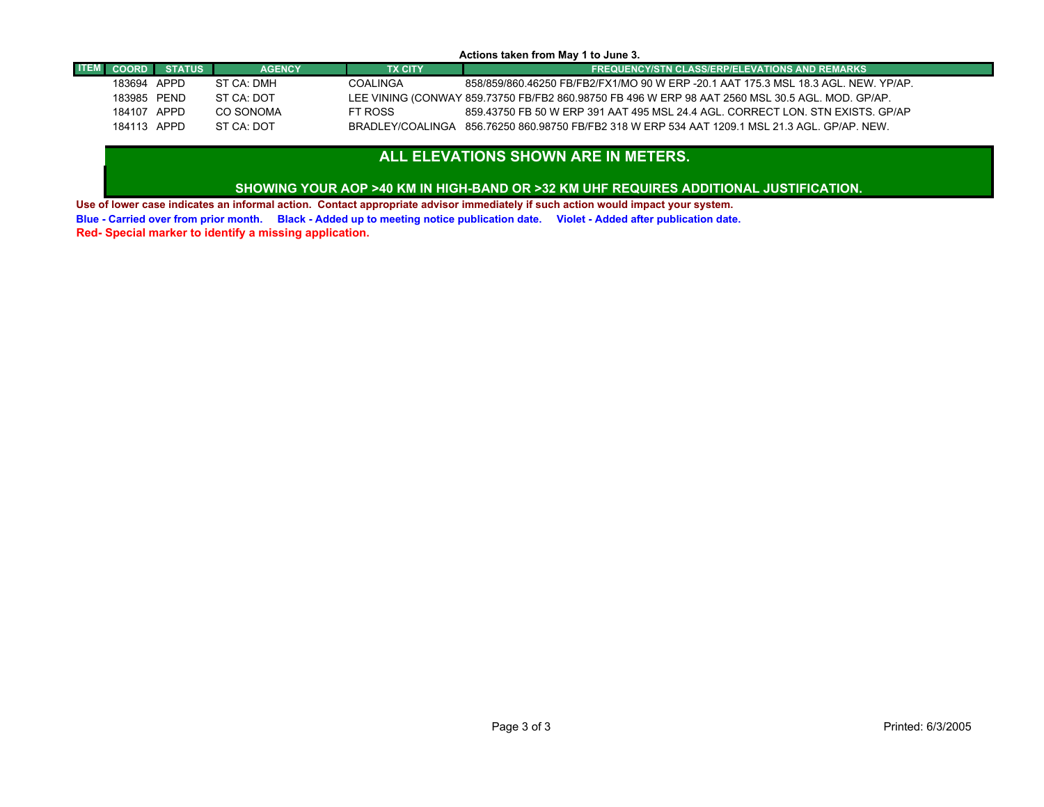**Actions taken from May 1 to June 3.**

| ITEM | COORD | STATUS | AGENCY | TX CITY | FREQUENCY/STN CLASS/ERP/ELEVATIONS AND REMARKS |
|---|---|---|---|---|---|
| | 183694 | APPD | ST CA: DMH | COALINGA | 858/859/860.46250 FB/FB2/FX1/MO 90 W ERP -20.1 AAT 175.3 MSL 18.3 AGL. NEW. YP/AP. |
| | 183985 | PEND | ST CA: DOT | LEE VINING (CONWAY | 859.73750 FB/FB2 860.98750 FB 496 W ERP 98 AAT 2560 MSL 30.5 AGL. MOD. GP/AP. |
| | 184107 | APPD | CO SONOMA | FT ROSS | 859.43750 FB 50 W ERP 391 AAT 495 MSL 24.4 AGL. CORRECT LON. STN EXISTS. GP/AP |
| | 184113 | APPD | ST CA: DOT | BRADLEY/COALINGA | 856.76250 860.98750 FB/FB2 318 W ERP 534 AAT 1209.1 MSL 21.3 AGL. GP/AP. NEW. |

**ALL ELEVATIONS SHOWN ARE IN METERS.**

**SHOWING YOUR AOP >40 KM IN HIGH-BAND OR >32 KM UHF REQUIRES ADDITIONAL JUSTIFICATION.**

**Use of lower case indicates an informal action. Contact appropriate advisor immediately if such action would impact your system.**

**Blue - Carried over from prior month. Black - Added up to meeting notice publication date. Violet - Added after publication date.**

**Red- Special marker to identify a missing application.**

Printed: 6/3/2005